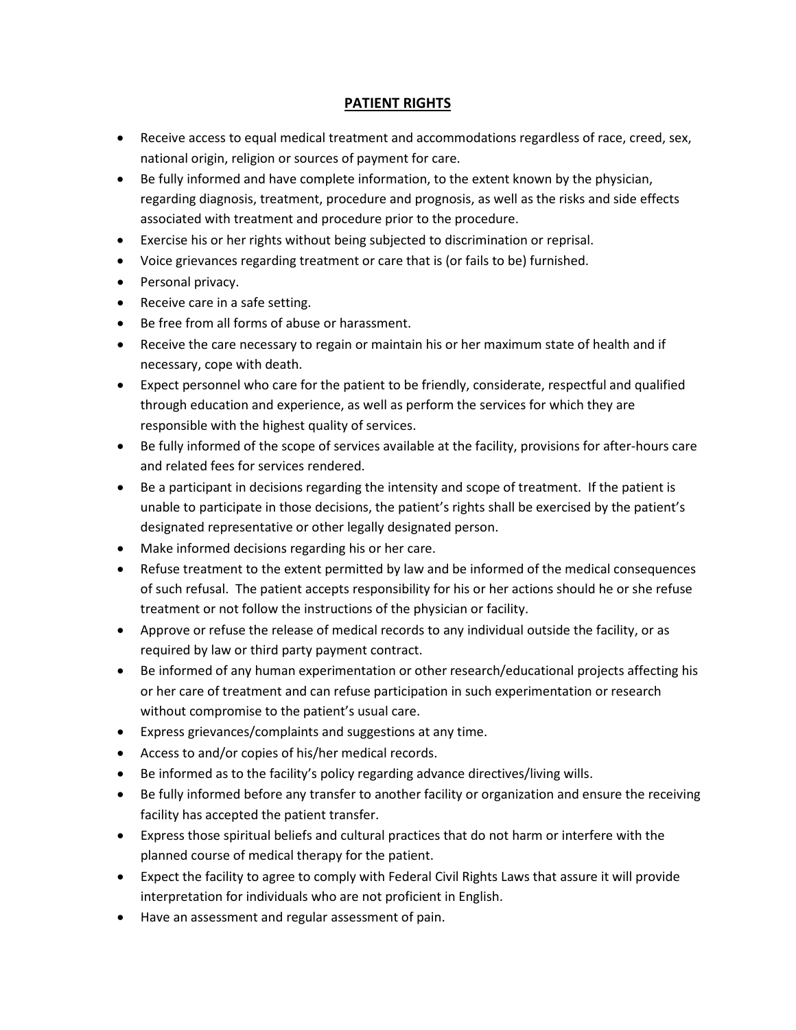## PATIENT RIGHTS

- Receive access to equal medical treatment and accommodations regardless of race, creed, sex, national origin, religion or sources of payment for care.
- Be fully informed and have complete information, to the extent known by the physician, regarding diagnosis, treatment, procedure and prognosis, as well as the risks and side effects associated with treatment and procedure prior to the procedure.
- Exercise his or her rights without being subjected to discrimination or reprisal.
- Voice grievances regarding treatment or care that is (or fails to be) furnished.
- Personal privacy.
- Receive care in a safe setting.
- Be free from all forms of abuse or harassment.
- Receive the care necessary to regain or maintain his or her maximum state of health and if necessary, cope with death.
- Expect personnel who care for the patient to be friendly, considerate, respectful and qualified through education and experience, as well as perform the services for which they are responsible with the highest quality of services.
- Be fully informed of the scope of services available at the facility, provisions for after-hours care and related fees for services rendered.
- Be a participant in decisions regarding the intensity and scope of treatment. If the patient is unable to participate in those decisions, the patient's rights shall be exercised by the patient's designated representative or other legally designated person.
- Make informed decisions regarding his or her care.
- Refuse treatment to the extent permitted by law and be informed of the medical consequences of such refusal. The patient accepts responsibility for his or her actions should he or she refuse treatment or not follow the instructions of the physician or facility.
- Approve or refuse the release of medical records to any individual outside the facility, or as required by law or third party payment contract.
- Be informed of any human experimentation or other research/educational projects affecting his or her care of treatment and can refuse participation in such experimentation or research without compromise to the patient's usual care.
- Express grievances/complaints and suggestions at any time.
- Access to and/or copies of his/her medical records.
- Be informed as to the facility's policy regarding advance directives/living wills.
- Be fully informed before any transfer to another facility or organization and ensure the receiving facility has accepted the patient transfer.
- Express those spiritual beliefs and cultural practices that do not harm or interfere with the planned course of medical therapy for the patient.
- Expect the facility to agree to comply with Federal Civil Rights Laws that assure it will provide interpretation for individuals who are not proficient in English.
- Have an assessment and regular assessment of pain.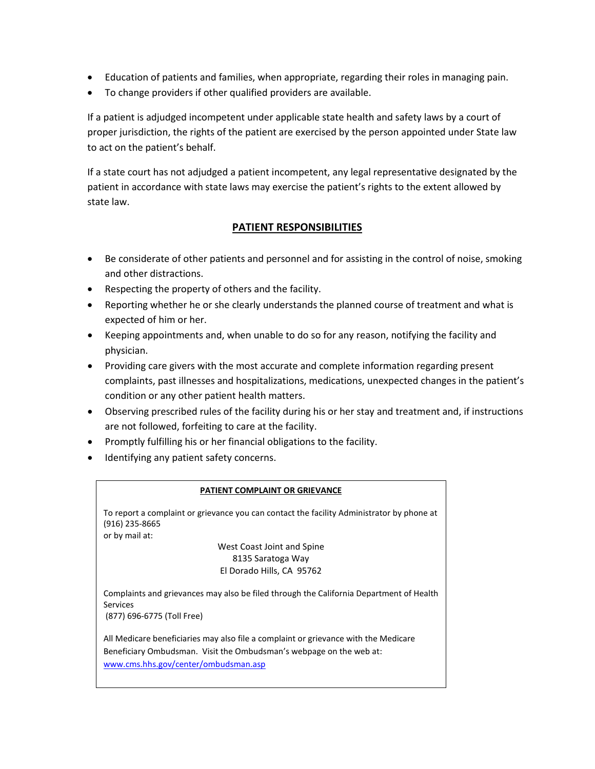- Education of patients and families, when appropriate, regarding their roles in managing pain.
- To change providers if other qualified providers are available.

If a patient is adjudged incompetent under applicable state health and safety laws by a court of proper jurisdiction, the rights of the patient are exercised by the person appointed under State law to act on the patient's behalf.

If a state court has not adjudged a patient incompetent, any legal representative designated by the patient in accordance with state laws may exercise the patient's rights to the extent allowed by state law.

## PATIENT RESPONSIBILITIES

- Be considerate of other patients and personnel and for assisting in the control of noise, smoking and other distractions.
- Respecting the property of others and the facility.
- Reporting whether he or she clearly understands the planned course of treatment and what is expected of him or her.
- Keeping appointments and, when unable to do so for any reason, notifying the facility and physician.
- Providing care givers with the most accurate and complete information regarding present complaints, past illnesses and hospitalizations, medications, unexpected changes in the patient's condition or any other patient health matters.
- Observing prescribed rules of the facility during his or her stay and treatment and, if instructions are not followed, forfeiting to care at the facility.
- Promptly fulfilling his or her financial obligations to the facility.
- Identifying any patient safety concerns.

### PATIENT COMPLAINT OR GRIEVANCE

To report a complaint or grievance you can contact the facility Administrator by phone at (916) 235-8665
or by mail at:

West Coast Joint and Spine
8135 Saratoga Way
El Dorado Hills, CA 95762

Complaints and grievances may also be filed through the California Department of Health Services
(877) 696-6775 (Toll Free)

All Medicare beneficiaries may also file a complaint or grievance with the Medicare Beneficiary Ombudsman. Visit the Ombudsman's webpage on the web at: www.cms.hhs.gov/center/ombudsman.asp